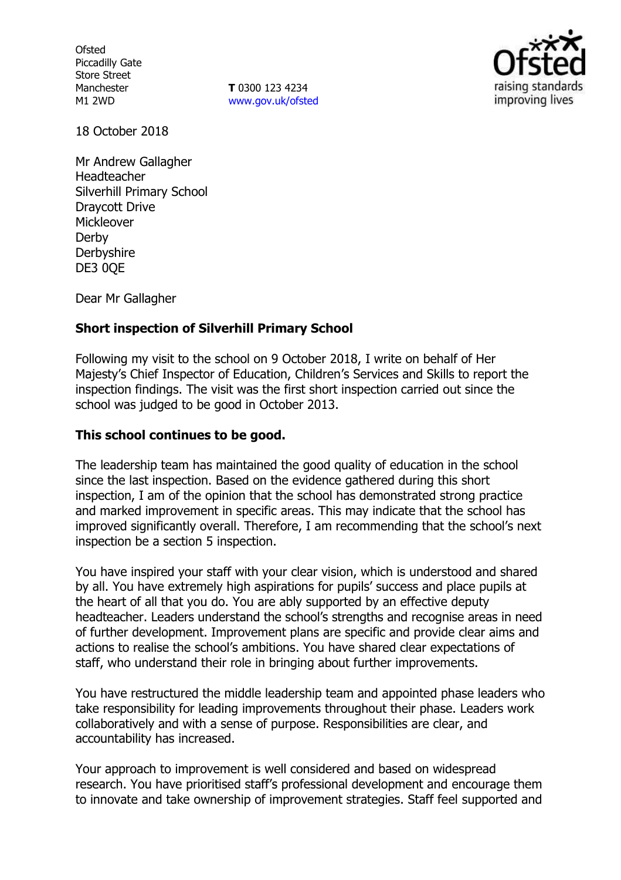Ofsted
Piccadilly Gate
Store Street
Manchester
M1 2WD

**T** 0300 123 4234
www.gov.uk/ofsted

18 October 2018

Mr Andrew Gallagher
Headteacher
Silverhill Primary School
Draycott Drive
Mickleover
Derby
Derbyshire
DE3 0QE

Dear Mr Gallagher

**Short inspection of Silverhill Primary School**

Following my visit to the school on 9 October 2018, I write on behalf of Her Majesty's Chief Inspector of Education, Children's Services and Skills to report the inspection findings. The visit was the first short inspection carried out since the school was judged to be good in October 2013.

**This school continues to be good.**

The leadership team has maintained the good quality of education in the school since the last inspection. Based on the evidence gathered during this short inspection, I am of the opinion that the school has demonstrated strong practice and marked improvement in specific areas. This may indicate that the school has improved significantly overall. Therefore, I am recommending that the school's next inspection be a section 5 inspection.

You have inspired your staff with your clear vision, which is understood and shared by all. You have extremely high aspirations for pupils' success and place pupils at the heart of all that you do. You are ably supported by an effective deputy headteacher. Leaders understand the school's strengths and recognise areas in need of further development. Improvement plans are specific and provide clear aims and actions to realise the school's ambitions. You have shared clear expectations of staff, who understand their role in bringing about further improvements.

You have restructured the middle leadership team and appointed phase leaders who take responsibility for leading improvements throughout their phase. Leaders work collaboratively and with a sense of purpose. Responsibilities are clear, and accountability has increased.

Your approach to improvement is well considered and based on widespread research. You have prioritised staff's professional development and encourage them to innovate and take ownership of improvement strategies. Staff feel supported and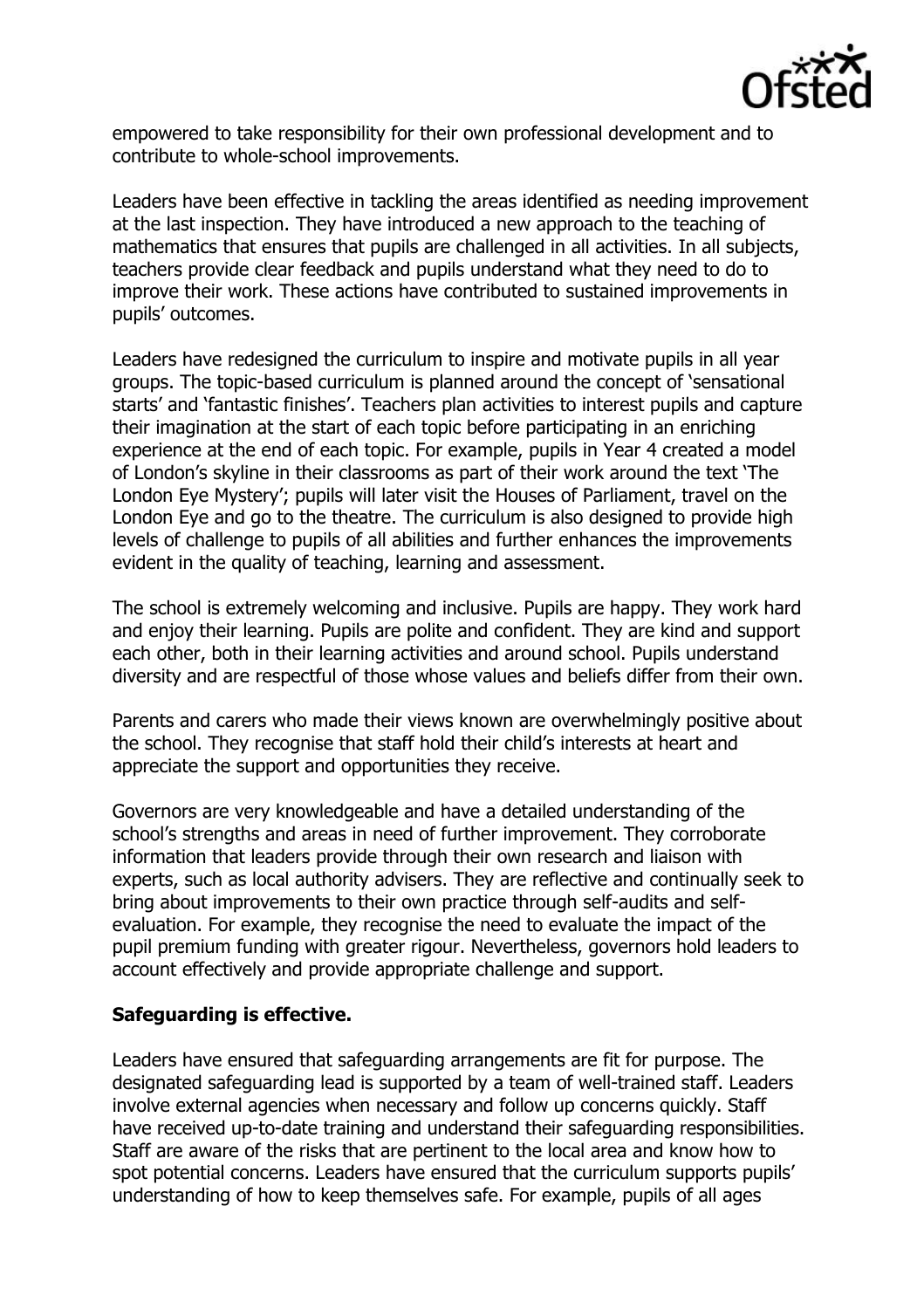empowered to take responsibility for their own professional development and to contribute to whole-school improvements.

Leaders have been effective in tackling the areas identified as needing improvement at the last inspection. They have introduced a new approach to the teaching of mathematics that ensures that pupils are challenged in all activities. In all subjects, teachers provide clear feedback and pupils understand what they need to do to improve their work. These actions have contributed to sustained improvements in pupils' outcomes.

Leaders have redesigned the curriculum to inspire and motivate pupils in all year groups. The topic-based curriculum is planned around the concept of 'sensational starts' and 'fantastic finishes'. Teachers plan activities to interest pupils and capture their imagination at the start of each topic before participating in an enriching experience at the end of each topic. For example, pupils in Year 4 created a model of London's skyline in their classrooms as part of their work around the text 'The London Eye Mystery'; pupils will later visit the Houses of Parliament, travel on the London Eye and go to the theatre. The curriculum is also designed to provide high levels of challenge to pupils of all abilities and further enhances the improvements evident in the quality of teaching, learning and assessment.

The school is extremely welcoming and inclusive. Pupils are happy. They work hard and enjoy their learning. Pupils are polite and confident. They are kind and support each other, both in their learning activities and around school. Pupils understand diversity and are respectful of those whose values and beliefs differ from their own.

Parents and carers who made their views known are overwhelmingly positive about the school. They recognise that staff hold their child's interests at heart and appreciate the support and opportunities they receive.

Governors are very knowledgeable and have a detailed understanding of the school's strengths and areas in need of further improvement. They corroborate information that leaders provide through their own research and liaison with experts, such as local authority advisers. They are reflective and continually seek to bring about improvements to their own practice through self-audits and self-evaluation. For example, they recognise the need to evaluate the impact of the pupil premium funding with greater rigour. Nevertheless, governors hold leaders to account effectively and provide appropriate challenge and support.

**Safeguarding is effective.**

Leaders have ensured that safeguarding arrangements are fit for purpose. The designated safeguarding lead is supported by a team of well-trained staff. Leaders involve external agencies when necessary and follow up concerns quickly. Staff have received up-to-date training and understand their safeguarding responsibilities. Staff are aware of the risks that are pertinent to the local area and know how to spot potential concerns. Leaders have ensured that the curriculum supports pupils' understanding of how to keep themselves safe. For example, pupils of all ages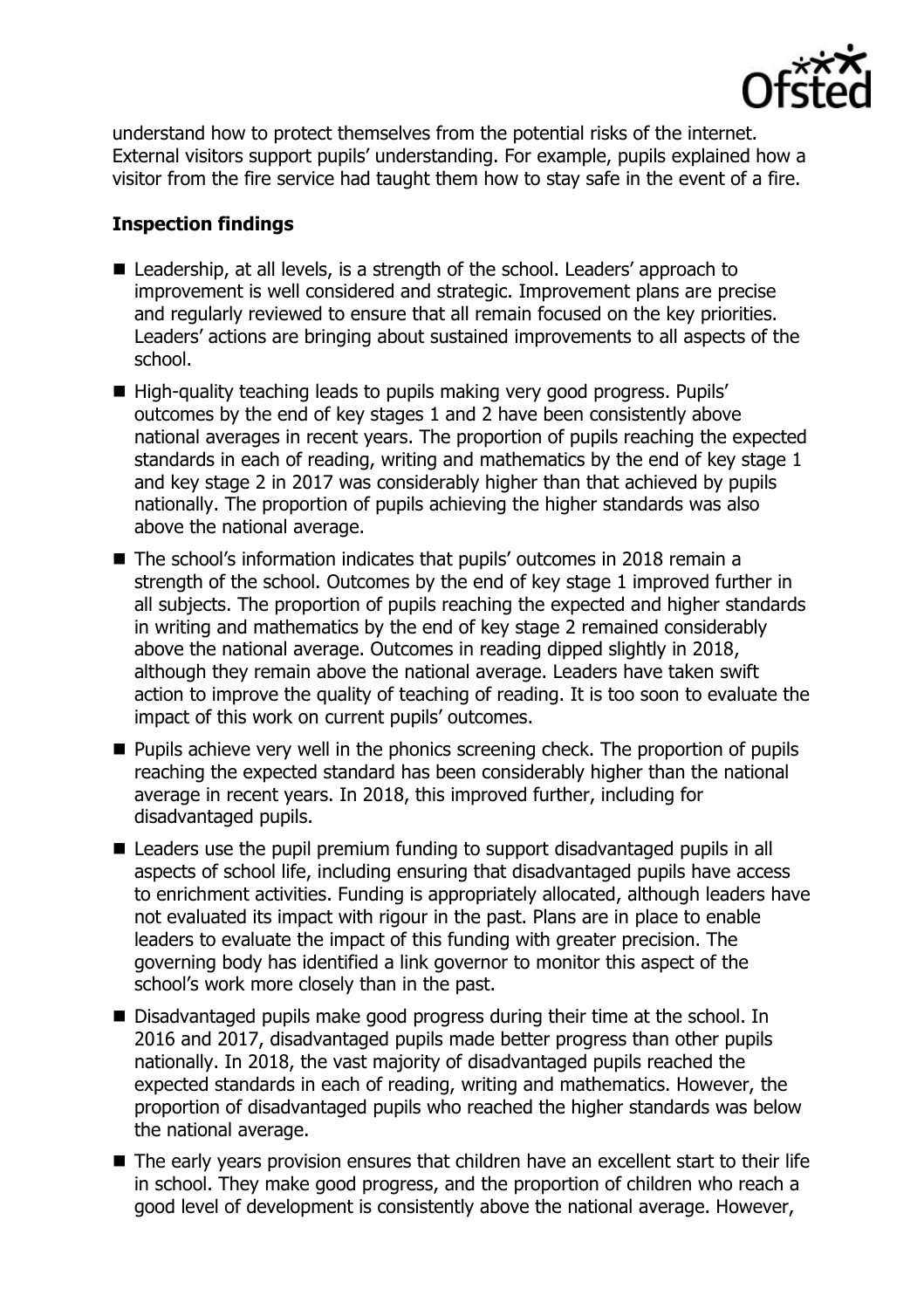understand how to protect themselves from the potential risks of the internet. External visitors support pupils' understanding. For example, pupils explained how a visitor from the fire service had taught them how to stay safe in the event of a fire.

**Inspection findings**

- Leadership, at all levels, is a strength of the school. Leaders' approach to improvement is well considered and strategic. Improvement plans are precise and regularly reviewed to ensure that all remain focused on the key priorities. Leaders' actions are bringing about sustained improvements to all aspects of the school.
- High-quality teaching leads to pupils making very good progress. Pupils' outcomes by the end of key stages 1 and 2 have been consistently above national averages in recent years. The proportion of pupils reaching the expected standards in each of reading, writing and mathematics by the end of key stage 1 and key stage 2 in 2017 was considerably higher than that achieved by pupils nationally. The proportion of pupils achieving the higher standards was also above the national average.
- The school's information indicates that pupils' outcomes in 2018 remain a strength of the school. Outcomes by the end of key stage 1 improved further in all subjects. The proportion of pupils reaching the expected and higher standards in writing and mathematics by the end of key stage 2 remained considerably above the national average. Outcomes in reading dipped slightly in 2018, although they remain above the national average. Leaders have taken swift action to improve the quality of teaching of reading. It is too soon to evaluate the impact of this work on current pupils' outcomes.
- Pupils achieve very well in the phonics screening check. The proportion of pupils reaching the expected standard has been considerably higher than the national average in recent years. In 2018, this improved further, including for disadvantaged pupils.
- Leaders use the pupil premium funding to support disadvantaged pupils in all aspects of school life, including ensuring that disadvantaged pupils have access to enrichment activities. Funding is appropriately allocated, although leaders have not evaluated its impact with rigour in the past. Plans are in place to enable leaders to evaluate the impact of this funding with greater precision. The governing body has identified a link governor to monitor this aspect of the school's work more closely than in the past.
- Disadvantaged pupils make good progress during their time at the school. In 2016 and 2017, disadvantaged pupils made better progress than other pupils nationally. In 2018, the vast majority of disadvantaged pupils reached the expected standards in each of reading, writing and mathematics. However, the proportion of disadvantaged pupils who reached the higher standards was below the national average.
- The early years provision ensures that children have an excellent start to their life in school. They make good progress, and the proportion of children who reach a good level of development is consistently above the national average. However,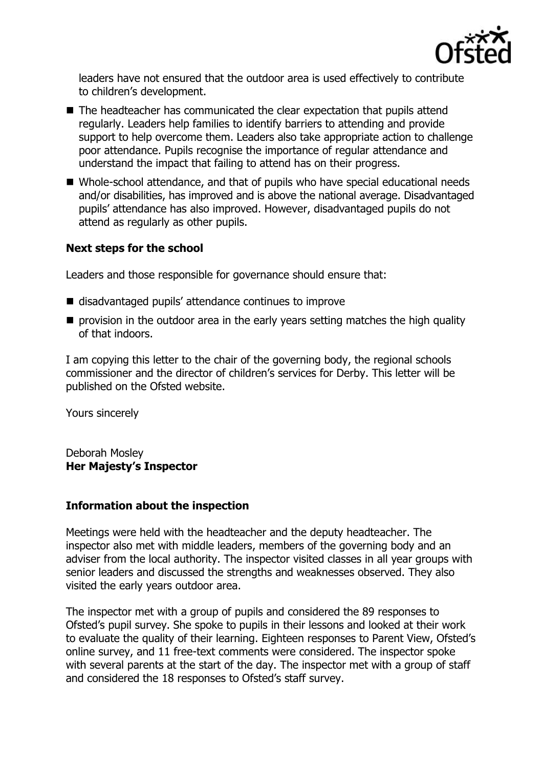leaders have not ensured that the outdoor area is used effectively to contribute to children's development.

- The headteacher has communicated the clear expectation that pupils attend regularly. Leaders help families to identify barriers to attending and provide support to help overcome them. Leaders also take appropriate action to challenge poor attendance. Pupils recognise the importance of regular attendance and understand the impact that failing to attend has on their progress.
- Whole-school attendance, and that of pupils who have special educational needs and/or disabilities, has improved and is above the national average. Disadvantaged pupils' attendance has also improved. However, disadvantaged pupils do not attend as regularly as other pupils.

### Next steps for the school

Leaders and those responsible for governance should ensure that:

- disadvantaged pupils' attendance continues to improve
- provision in the outdoor area in the early years setting matches the high quality of that indoors.

I am copying this letter to the chair of the governing body, the regional schools commissioner and the director of children's services for Derby. This letter will be published on the Ofsted website.

Yours sincerely

Deborah Mosley
**Her Majesty's Inspector**

### Information about the inspection

Meetings were held with the headteacher and the deputy headteacher. The inspector also met with middle leaders, members of the governing body and an adviser from the local authority. The inspector visited classes in all year groups with senior leaders and discussed the strengths and weaknesses observed. They also visited the early years outdoor area.

The inspector met with a group of pupils and considered the 89 responses to Ofsted's pupil survey. She spoke to pupils in their lessons and looked at their work to evaluate the quality of their learning. Eighteen responses to Parent View, Ofsted's online survey, and 11 free-text comments were considered. The inspector spoke with several parents at the start of the day. The inspector met with a group of staff and considered the 18 responses to Ofsted's staff survey.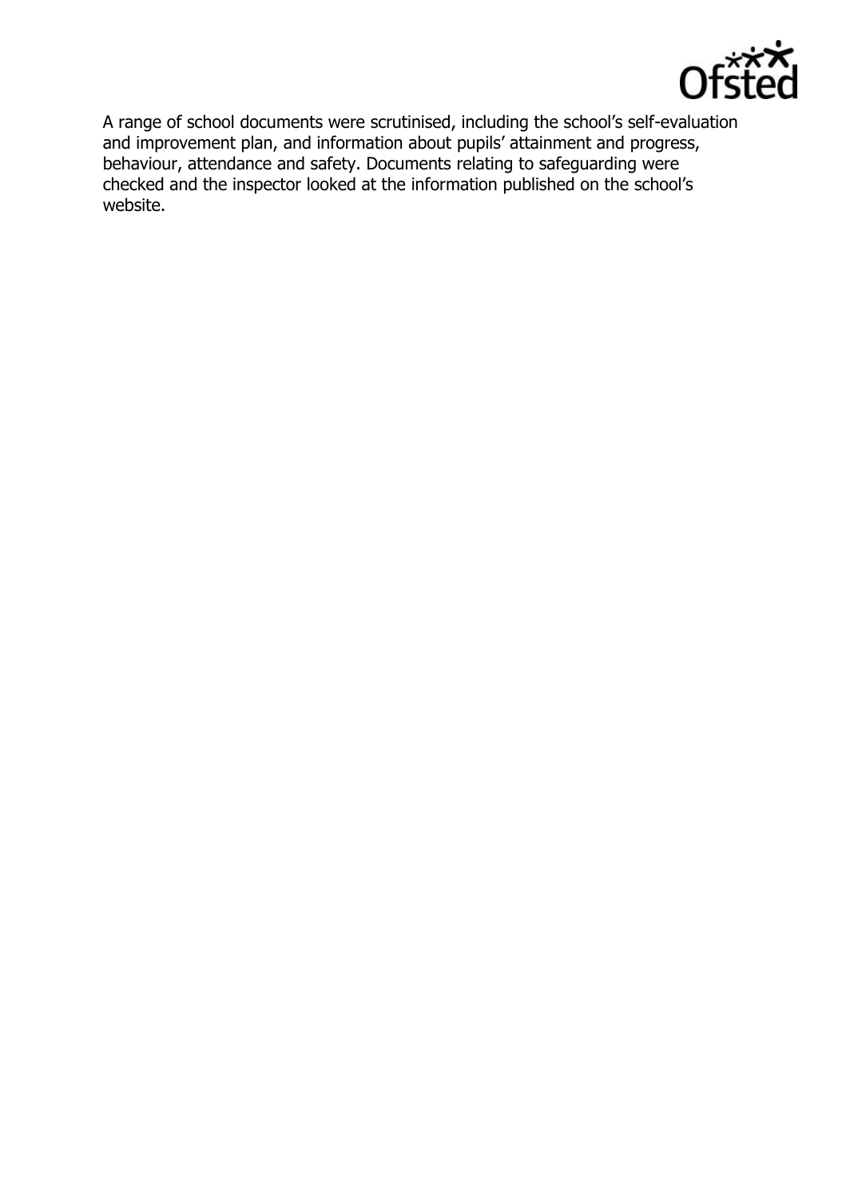A range of school documents were scrutinised, including the school's self-evaluation and improvement plan, and information about pupils' attainment and progress, behaviour, attendance and safety. Documents relating to safeguarding were checked and the inspector looked at the information published on the school's website.